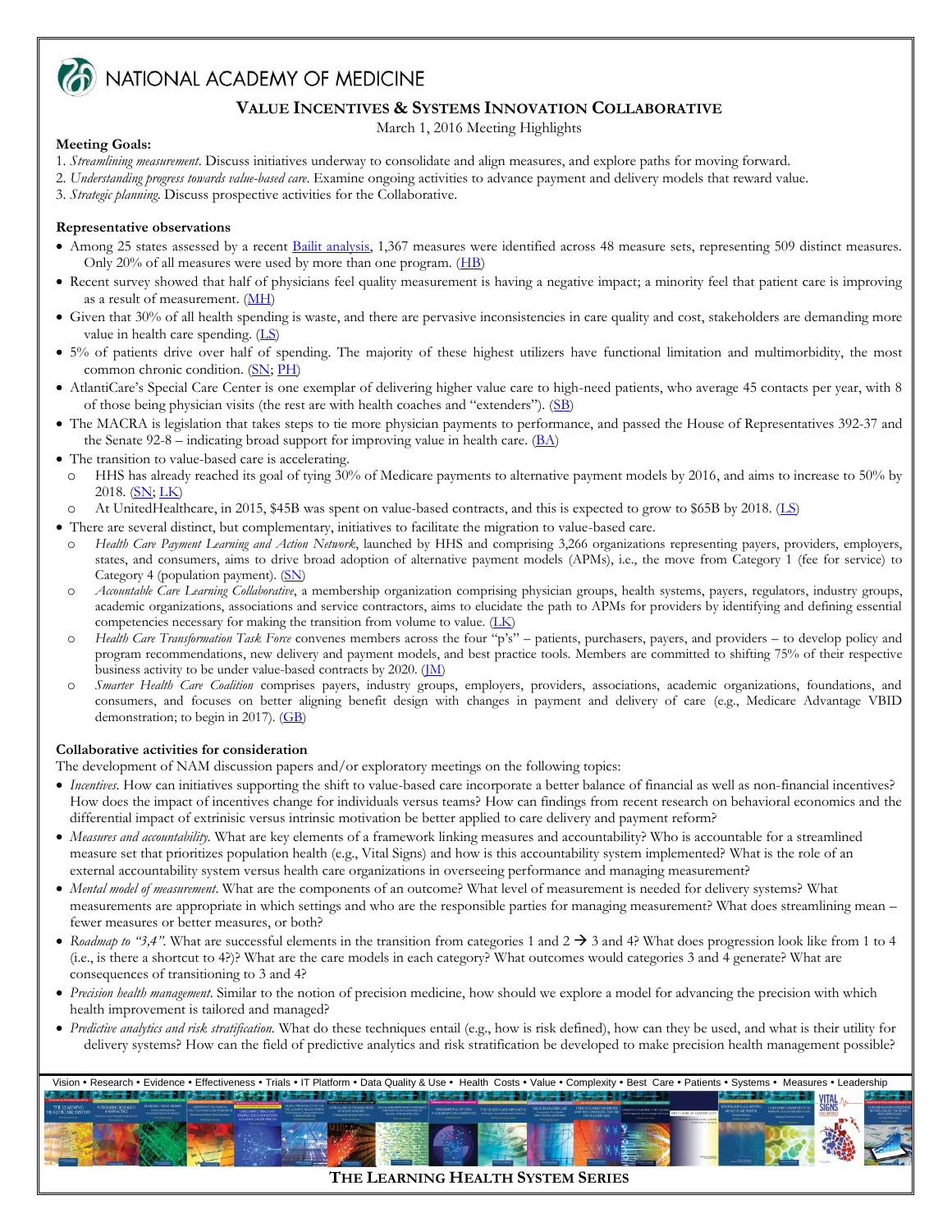NATIONAL ACADEMY OF MEDICINE

## VALUE INCENTIVES & SYSTEMS INNOVATION COLLABORATIVE

March 1, 2016 Meeting Highlights

**Meeting Goals:**

1. *Streamlining measurement*. Discuss initiatives underway to consolidate and align measures, and explore paths for moving forward.
2. *Understanding progress towards value-based care*. Examine ongoing activities to advance payment and delivery models that reward value.
3. *Strategic planning*. Discuss prospective activities for the Collaborative.

**Representative observations**

- Among 25 states assessed by a recent Bailit analysis, 1,367 measures were identified across 48 measure sets, representing 509 distinct measures. Only 20% of all measures were used by more than one program. (HB)
- Recent survey showed that half of physicians feel quality measurement is having a negative impact; a minority feel that patient care is improving as a result of measurement. (MH)
- Given that 30% of all health spending is waste, and there are pervasive inconsistencies in care quality and cost, stakeholders are demanding more value in health care spending. (LS)
- 5% of patients drive over half of spending. The majority of these highest utilizers have functional limitation and multimorbidity, the most common chronic condition. (SN; PH)
- AtlantiCare's Special Care Center is one exemplar of delivering higher value care to high-need patients, who average 45 contacts per year, with 8 of those being physician visits (the rest are with health coaches and "extenders"). (SB)
- The MACRA is legislation that takes steps to tie more physician payments to performance, and passed the House of Representatives 392-37 and the Senate 92-8 – indicating broad support for improving value in health care. (BA)
- The transition to value-based care is accelerating.
  - HHS has already reached its goal of tying 30% of Medicare payments to alternative payment models by 2016, and aims to increase to 50% by 2018. (SN; LK)
  - At UnitedHealthcare, in 2015, $45B was spent on value-based contracts, and this is expected to grow to $65B by 2018. (LS)
- There are several distinct, but complementary, initiatives to facilitate the migration to value-based care.
  - *Health Care Payment Learning and Action Network*, launched by HHS and comprising 3,266 organizations representing payers, providers, employers, states, and consumers, aims to drive broad adoption of alternative payment models (APMs), i.e., the move from Category 1 (fee for service) to Category 4 (population payment). (SN)
  - *Accountable Care Learning Collaborative*, a membership organization comprising physician groups, health systems, payers, regulators, industry groups, academic organizations, associations and service contractors, aims to elucidate the path to APMs for providers by identifying and defining essential competencies necessary for making the transition from volume to value. (LK)
  - *Health Care Transformation Task Force* convenes members across the four "p's" – patients, purchasers, payers, and providers – to develop policy and program recommendations, new delivery and payment models, and best practice tools. Members are committed to shifting 75% of their respective business activity to be under value-based contracts by 2020. (JM)
  - *Smarter Health Care Coalition* comprises payers, industry groups, employers, providers, associations, academic organizations, foundations, and consumers, and focuses on better aligning benefit design with changes in payment and delivery of care (e.g., Medicare Advantage VBID demonstration; to begin in 2017). (GB)

**Collaborative activities for consideration**

The development of NAM discussion papers and/or exploratory meetings on the following topics:

- *Incentives*. How can initiatives supporting the shift to value-based care incorporate a better balance of financial as well as non-financial incentives? How does the impact of incentives change for individuals versus teams? How can findings from recent research on behavioral economics and the differential impact of extrinsic versus intrinsic motivation be better applied to care delivery and payment reform?
- *Measures and accountability*. What are key elements of a framework linking measures and accountability? Who is accountable for a streamlined measure set that prioritizes population health (e.g., Vital Signs) and how is this accountability system implemented? What is the role of an external accountability system versus health care organizations in overseeing performance and managing measurement?
- *Mental model of measurement*. What are the components of an outcome? What level of measurement is needed for delivery systems? What measurements are appropriate in which settings and who are the responsible parties for managing measurement? What does streamlining mean – fewer measures or better measures, or both?
- *Roadmap to "3,4"*. What are successful elements in the transition from categories 1 and 2 → 3 and 4? What does progression look like from 1 to 4 (i.e., is there a shortcut to 4?)? What are the care models in each category? What outcomes would categories 3 and 4 generate? What are consequences of transitioning to 3 and 4?
- *Precision health management*. Similar to the notion of precision medicine, how should we explore a model for advancing the precision with which health improvement is tailored and managed?
- *Predictive analytics and risk stratification*. What do these techniques entail (e.g., how is risk defined), how can they be used, and what is their utility for delivery systems? How can the field of predictive analytics and risk stratification be developed to make precision health management possible?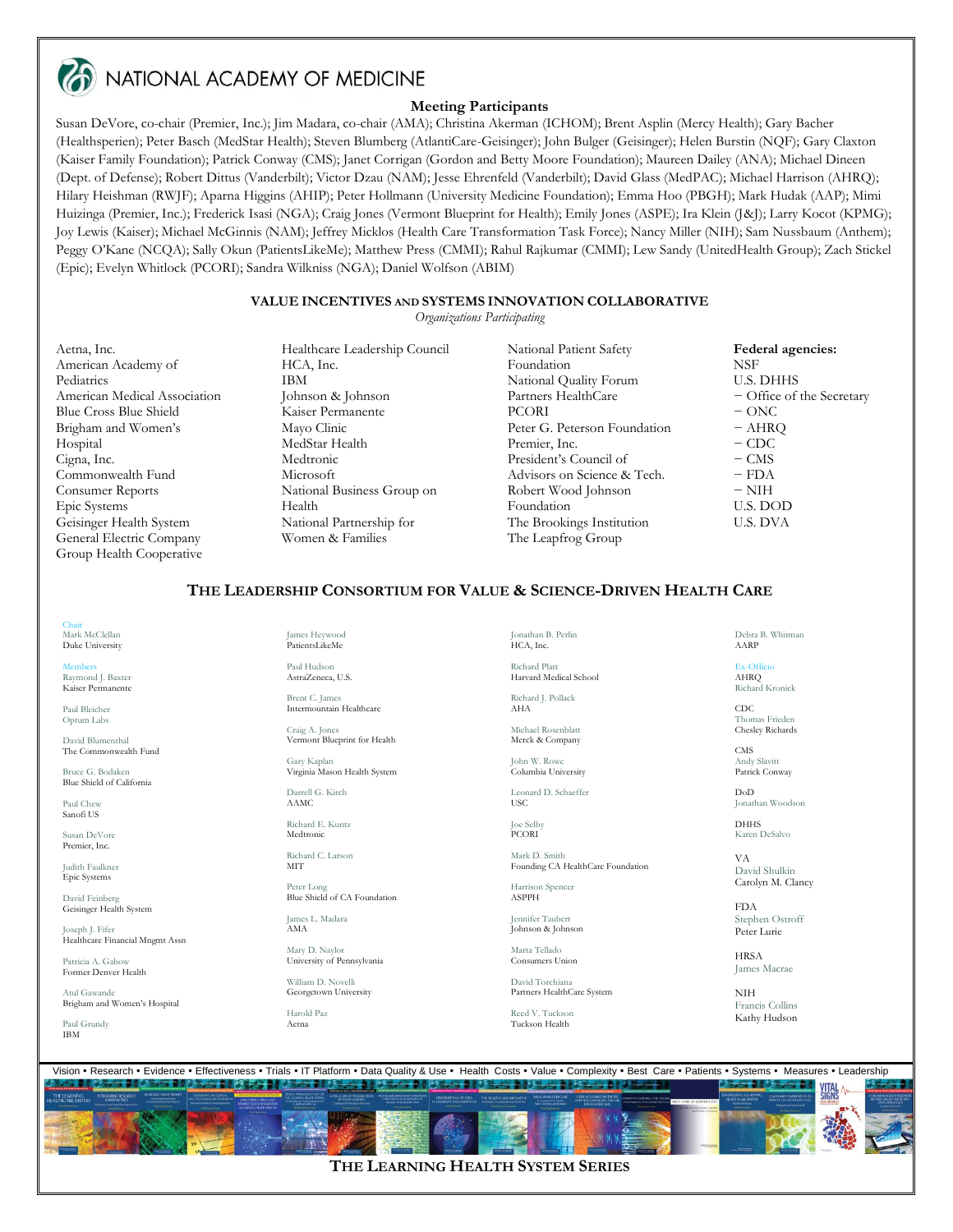NATIONAL ACADEMY OF MEDICINE

## Meeting Participants

Susan DeVore, co-chair (Premier, Inc.); Jim Madara, co-chair (AMA); Christina Akerman (ICHOM); Brent Asplin (Mercy Health); Gary Bacher (Healthsperien); Peter Basch (MedStar Health); Steven Blumberg (AtlantiCare-Geisinger); John Bulger (Geisinger); Helen Burstin (NQF); Gary Claxton (Kaiser Family Foundation); Patrick Conway (CMS); Janet Corrigan (Gordon and Betty Moore Foundation); Maureen Dailey (ANA); Michael Dineen (Dept. of Defense); Robert Dittus (Vanderbilt); Victor Dzau (NAM); Jesse Ehrenfeld (Vanderbilt); David Glass (MedPAC); Michael Harrison (AHRQ); Hilary Heishman (RWJF); Aparna Higgins (AHIP); Peter Hollmann (University Medicine Foundation); Emma Hoo (PBGH); Mark Hudak (AAP); Mimi Huizinga (Premier, Inc.); Frederick Isasi (NGA); Craig Jones (Vermont Blueprint for Health); Emily Jones (ASPE); Ira Klein (J&J); Larry Kocot (KPMG); Joy Lewis (Kaiser); Michael McGinnis (NAM); Jeffrey Micklos (Health Care Transformation Task Force); Nancy Miller (NIH); Sam Nussbaum (Anthem); Peggy O'Kane (NCQA); Sally Okun (PatientsLikeMe); Matthew Press (CMMI); Rahul Rajkumar (CMMI); Lew Sandy (UnitedHealth Group); Zach Stickel (Epic); Evelyn Whitlock (PCORI); Sandra Wilkniss (NGA); Daniel Wolfson (ABIM)

## VALUE INCENTIVES AND SYSTEMS INNOVATION COLLABORATIVE

*Organizations Participating*

Aetna, Inc.
American Academy of Pediatrics
American Medical Association
Blue Cross Blue Shield
Brigham and Women's Hospital
Cigna, Inc.
Commonwealth Fund
Consumer Reports
Epic Systems
Geisinger Health System
General Electric Company
Group Health Cooperative
Healthcare Leadership Council
HCA, Inc.
IBM
Johnson & Johnson
Kaiser Permanente
Mayo Clinic
MedStar Health
Medtronic
Microsoft
National Business Group on Health
National Partnership for Women & Families
National Patient Safety Foundation
National Quality Forum
Partners HealthCare
PCORI
Peter G. Peterson Foundation
Premier, Inc.
President's Council of Advisors on Science & Tech.
Robert Wood Johnson Foundation
The Brookings Institution
The Leapfrog Group

**Federal agencies:**
NSF
U.S. DHHS
− Office of the Secretary
− ONC
− AHRQ
− CDC
− CMS
− FDA
− NIH
U.S. DOD
U.S. DVA

## THE LEADERSHIP CONSORTIUM FOR VALUE & SCIENCE-DRIVEN HEALTH CARE

Chair
Mark McClellan
Duke University

Members
Raymond J. Baxter
Kaiser Permanente

Paul Bleicher
Optum Labs

David Blumenthal
The Commonwealth Fund

Bruce G. Bodaken
Blue Shield of California

Paul Chew
Sanofi US

Susan DeVore
Premier, Inc.

Judith Faulkner
Epic Systems

David Feinberg
Geisinger Health System

Joseph J. Fifer
Healthcare Financial Mngmt Assn

Patricia A. Gabow
Former Denver Health

Atul Gawande
Brigham and Women's Hospital

Paul Grundy
IBM

James Heywood
PatientsLikeMe

Paul Hudson
AstraZeneca, U.S.

Brent C. James
Intermountain Healthcare

Craig A. Jones
Vermont Blueprint for Health

Gary Kaplan
Virginia Mason Health System

Darrell G. Kirch
AAMC

Richard E. Kuntz
Medtronic

Richard C. Larson
MIT

Peter Long
Blue Shield of CA Foundation

James L. Madara
AMA

Mary D. Naylor
University of Pennsylvania

William D. Novelli
Georgetown University

Harold Paz
Aetna

Jonathan B. Perlin
HCA, Inc.

Richard Platt
Harvard Medical School

Richard J. Pollack
AHA

Michael Rosenblatt
Merck & Company

John W. Rowe
Columbia University

Leonard D. Schaeffer
USC

Joe Selby
PCORI

Mark D. Smith
Founding CA HealthCare Foundation

Harrison Spencer
ASPPH

Jennifer Taubert
Johnson & Johnson

Marta Tellado
Consumers Union

David Torchiana
Partners HealthCare System

Reed V. Tuckson
Tuckson Health

Debra B. Whitman
AARP

Ex-Officio
AHRQ
Richard Kronick

CDC
Thomas Frieden
Chesley Richards

CMS
Andy Slavitt
Patrick Conway

DoD
Jonathan Woodson

DHHS
Karen DeSalvo

VA
David Shulkin
Carolyn M. Clancy

FDA
Stephen Ostroff
Peter Lurie

HRSA
James Macrae

NIH
Francis Collins
Kathy Hudson

Vision • Research • Evidence • Effectiveness • Trials • IT Platform • Data Quality & Use • Health Costs • Value • Complexity • Best Care • Patients • Systems • Measures • Leadership

THE LEARNING HEALTH SYSTEM SERIES